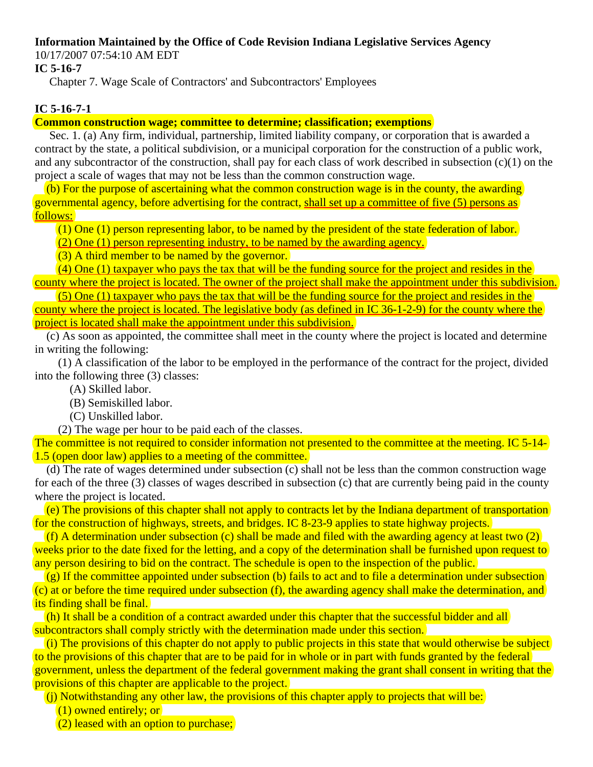**Information Maintained by the Office of Code Revision Indiana Legislative Services Agency**
10/17/2007 07:54:10 AM EDT

**IC 5-16-7**

Chapter 7. Wage Scale of Contractors' and Subcontractors' Employees

**IC 5-16-7-1**

**Common construction wage; committee to determine; classification; exemptions**

Sec. 1. (a) Any firm, individual, partnership, limited liability company, or corporation that is awarded a contract by the state, a political subdivision, or a municipal corporation for the construction of a public work, and any subcontractor of the construction, shall pay for each class of work described in subsection (c)(1) on the project a scale of wages that may not be less than the common construction wage.

(b) For the purpose of ascertaining what the common construction wage is in the county, the awarding governmental agency, before advertising for the contract, shall set up a committee of five (5) persons as follows:

(1) One (1) person representing labor, to be named by the president of the state federation of labor.

(2) One (1) person representing industry, to be named by the awarding agency.

(3) A third member to be named by the governor.

(4) One (1) taxpayer who pays the tax that will be the funding source for the project and resides in the county where the project is located. The owner of the project shall make the appointment under this subdivision.

(5) One (1) taxpayer who pays the tax that will be the funding source for the project and resides in the county where the project is located. The legislative body (as defined in IC 36-1-2-9) for the county where the project is located shall make the appointment under this subdivision.

(c) As soon as appointed, the committee shall meet in the county where the project is located and determine in writing the following:

(1) A classification of the labor to be employed in the performance of the contract for the project, divided into the following three (3) classes:

(A) Skilled labor.

(B) Semiskilled labor.

(C) Unskilled labor.

(2) The wage per hour to be paid each of the classes.

The committee is not required to consider information not presented to the committee at the meeting. IC 5-14-1.5 (open door law) applies to a meeting of the committee.

(d) The rate of wages determined under subsection (c) shall not be less than the common construction wage for each of the three (3) classes of wages described in subsection (c) that are currently being paid in the county where the project is located.

(e) The provisions of this chapter shall not apply to contracts let by the Indiana department of transportation for the construction of highways, streets, and bridges. IC 8-23-9 applies to state highway projects.

(f) A determination under subsection (c) shall be made and filed with the awarding agency at least two (2) weeks prior to the date fixed for the letting, and a copy of the determination shall be furnished upon request to any person desiring to bid on the contract. The schedule is open to the inspection of the public.

(g) If the committee appointed under subsection (b) fails to act and to file a determination under subsection (c) at or before the time required under subsection (f), the awarding agency shall make the determination, and its finding shall be final.

(h) It shall be a condition of a contract awarded under this chapter that the successful bidder and all subcontractors shall comply strictly with the determination made under this section.

(i) The provisions of this chapter do not apply to public projects in this state that would otherwise be subject to the provisions of this chapter that are to be paid for in whole or in part with funds granted by the federal government, unless the department of the federal government making the grant shall consent in writing that the provisions of this chapter are applicable to the project.

(j) Notwithstanding any other law, the provisions of this chapter apply to projects that will be:

(1) owned entirely; or

(2) leased with an option to purchase;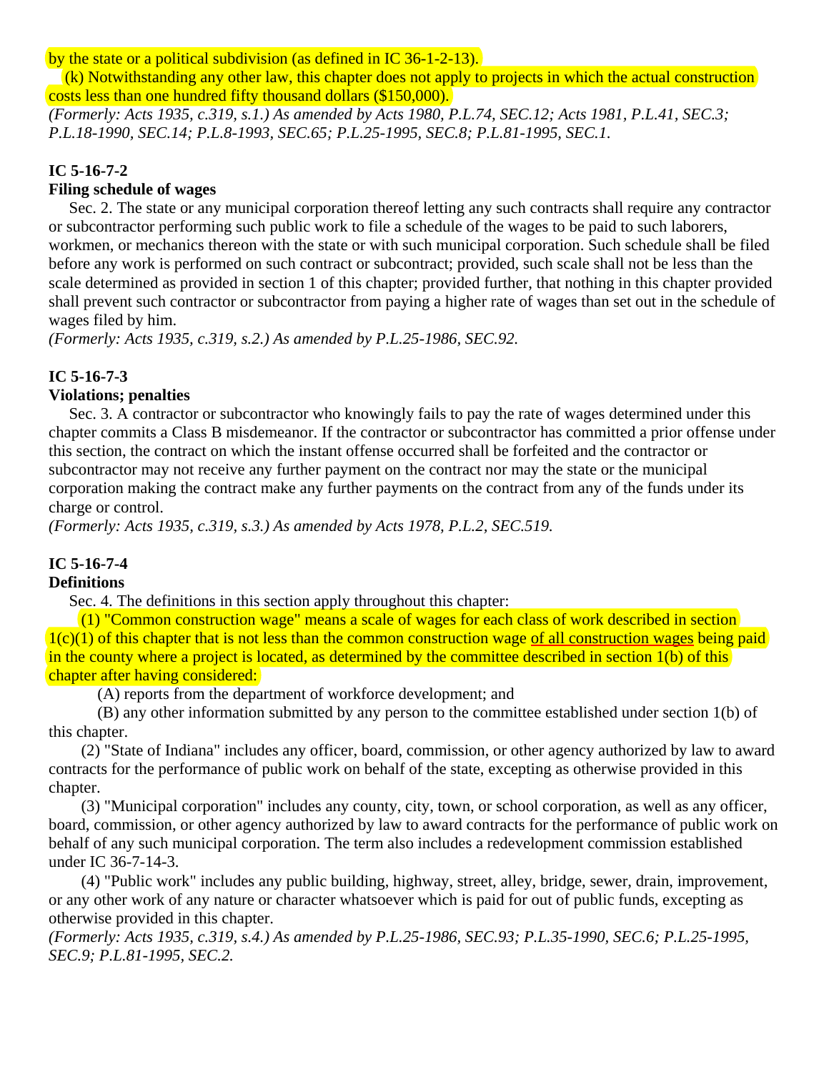by the state or a political subdivision (as defined in IC 36-1-2-13).

(k) Notwithstanding any other law, this chapter does not apply to projects in which the actual construction costs less than one hundred fifty thousand dollars ($150,000).

*(Formerly: Acts 1935, c.319, s.1.) As amended by Acts 1980, P.L.74, SEC.12; Acts 1981, P.L.41, SEC.3; P.L.18-1990, SEC.14; P.L.8-1993, SEC.65; P.L.25-1995, SEC.8; P.L.81-1995, SEC.1.*

### IC 5-16-7-2
**Filing schedule of wages**

Sec. 2. The state or any municipal corporation thereof letting any such contracts shall require any contractor or subcontractor performing such public work to file a schedule of the wages to be paid to such laborers, workmen, or mechanics thereon with the state or with such municipal corporation. Such schedule shall be filed before any work is performed on such contract or subcontract; provided, such scale shall not be less than the scale determined as provided in section 1 of this chapter; provided further, that nothing in this chapter provided shall prevent such contractor or subcontractor from paying a higher rate of wages than set out in the schedule of wages filed by him.

*(Formerly: Acts 1935, c.319, s.2.) As amended by P.L.25-1986, SEC.92.*

### IC 5-16-7-3
**Violations; penalties**

Sec. 3. A contractor or subcontractor who knowingly fails to pay the rate of wages determined under this chapter commits a Class B misdemeanor. If the contractor or subcontractor has committed a prior offense under this section, the contract on which the instant offense occurred shall be forfeited and the contractor or subcontractor may not receive any further payment on the contract nor may the state or the municipal corporation making the contract make any further payments on the contract from any of the funds under its charge or control.

*(Formerly: Acts 1935, c.319, s.3.) As amended by Acts 1978, P.L.2, SEC.519.*

### IC 5-16-7-4
**Definitions**

Sec. 4. The definitions in this section apply throughout this chapter:

(1) "Common construction wage" means a scale of wages for each class of work described in section 1(c)(1) of this chapter that is not less than the common construction wage of all construction wages being paid in the county where a project is located, as determined by the committee described in section 1(b) of this chapter after having considered:

(A) reports from the department of workforce development; and

(B) any other information submitted by any person to the committee established under section 1(b) of this chapter.

(2) "State of Indiana" includes any officer, board, commission, or other agency authorized by law to award contracts for the performance of public work on behalf of the state, excepting as otherwise provided in this chapter.

(3) "Municipal corporation" includes any county, city, town, or school corporation, as well as any officer, board, commission, or other agency authorized by law to award contracts for the performance of public work on behalf of any such municipal corporation. The term also includes a redevelopment commission established under IC 36-7-14-3.

(4) "Public work" includes any public building, highway, street, alley, bridge, sewer, drain, improvement, or any other work of any nature or character whatsoever which is paid for out of public funds, excepting as otherwise provided in this chapter.

*(Formerly: Acts 1935, c.319, s.4.) As amended by P.L.25-1986, SEC.93; P.L.35-1990, SEC.6; P.L.25-1995, SEC.9; P.L.81-1995, SEC.2.*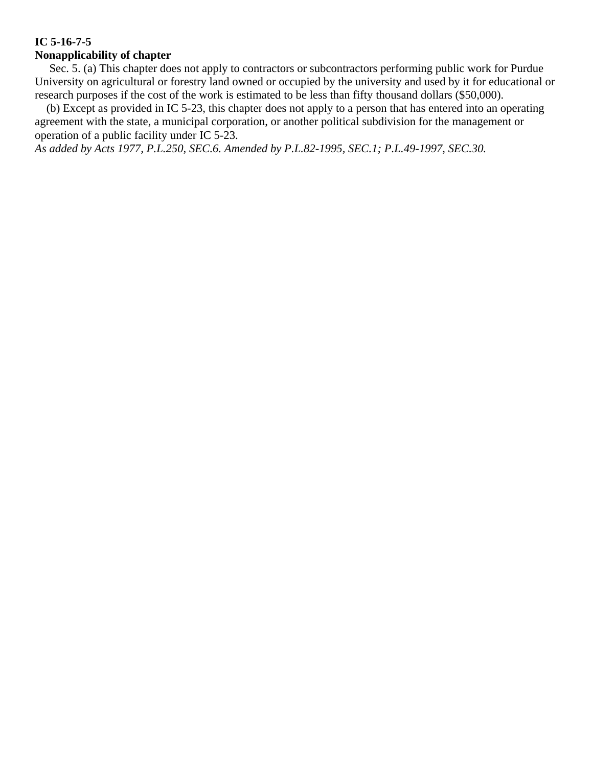**IC 5-16-7-5**
**Nonapplicability of chapter**

Sec. 5. (a) This chapter does not apply to contractors or subcontractors performing public work for Purdue University on agricultural or forestry land owned or occupied by the university and used by it for educational or research purposes if the cost of the work is estimated to be less than fifty thousand dollars ($50,000).

(b) Except as provided in IC 5-23, this chapter does not apply to a person that has entered into an operating agreement with the state, a municipal corporation, or another political subdivision for the management or operation of a public facility under IC 5-23.

*As added by Acts 1977, P.L.250, SEC.6. Amended by P.L.82-1995, SEC.1; P.L.49-1997, SEC.30.*